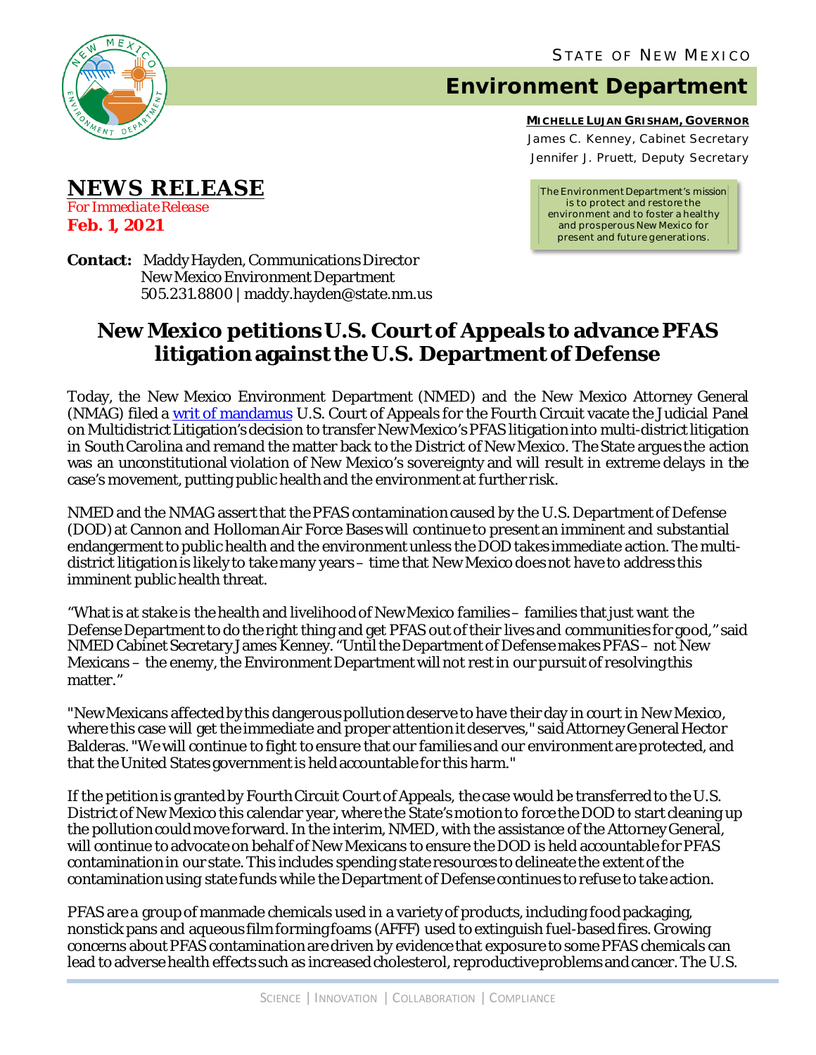STATE OF NEW MEXICO

# Environment Department

**MICHELLE LUJAN GRISHAM, GOVERNOR**
James C. Kenney, Cabinet Secretary
Jennifer J. Pruett, Deputy Secretary

The Environment Department's mission is to protect and restore the environment and to foster a healthy and prosperous New Mexico for present and future generations.

## NEWS RELEASE

*For Immediate Release*
**Feb. 1, 2021**

**Contact:** Maddy Hayden, Communications Director
New Mexico Environment Department
505.231.8800 | maddy.hayden@state.nm.us

# New Mexico petitions U.S. Court of Appeals to advance PFAS litigation against the U.S. Department of Defense

Today, the New Mexico Environment Department (NMED) and the New Mexico Attorney General (NMAG) filed a writ of mandamus U.S. Court of Appeals for the Fourth Circuit vacate the Judicial Panel on Multidistrict Litigation's decision to transfer New Mexico's PFAS litigation into multi-district litigation in South Carolina and remand the matter back to the District of New Mexico. The State argues the action was an unconstitutional violation of New Mexico's sovereignty and will result in extreme delays in the case's movement, putting public health and the environment at further risk.

NMED and the NMAG assert that the PFAS contamination caused by the U.S. Department of Defense (DOD) at Cannon and Holloman Air Force Bases will continue to present an imminent and substantial endangerment to public health and the environment unless the DOD takes immediate action. The multi-district litigation is likely to take many years – time that New Mexico does not have to address this imminent public health threat.

"What is at stake is the health and livelihood of New Mexico families – families that just want the Defense Department to do the right thing and get PFAS out of their lives and communities for good," said NMED Cabinet Secretary James Kenney. "Until the Department of Defense makes PFAS – not New Mexicans – the enemy, the Environment Department will not rest in our pursuit of resolving this matter."

"New Mexicans affected by this dangerous pollution deserve to have their day in court in New Mexico, where this case will get the immediate and proper attention it deserves," said Attorney General Hector Balderas. "We will continue to fight to ensure that our families and our environment are protected, and that the United States government is held accountable for this harm."

If the petition is granted by Fourth Circuit Court of Appeals, the case would be transferred to the U.S. District of New Mexico this calendar year, where the State's motion to force the DOD to start cleaning up the pollution could move forward. In the interim, NMED, with the assistance of the Attorney General, will continue to advocate on behalf of New Mexicans to ensure the DOD is held accountable for PFAS contamination in our state. This includes spending state resources to delineate the extent of the contamination using state funds while the Department of Defense continues to refuse to take action.

PFAS are a group of manmade chemicals used in a variety of products, including food packaging, nonstick pans and aqueous film forming foams (AFFF) used to extinguish fuel-based fires. Growing concerns about PFAS contamination are driven by evidence that exposure to some PFAS chemicals can lead to adverse health effects such as increased cholesterol, reproductive problems and cancer. The U.S.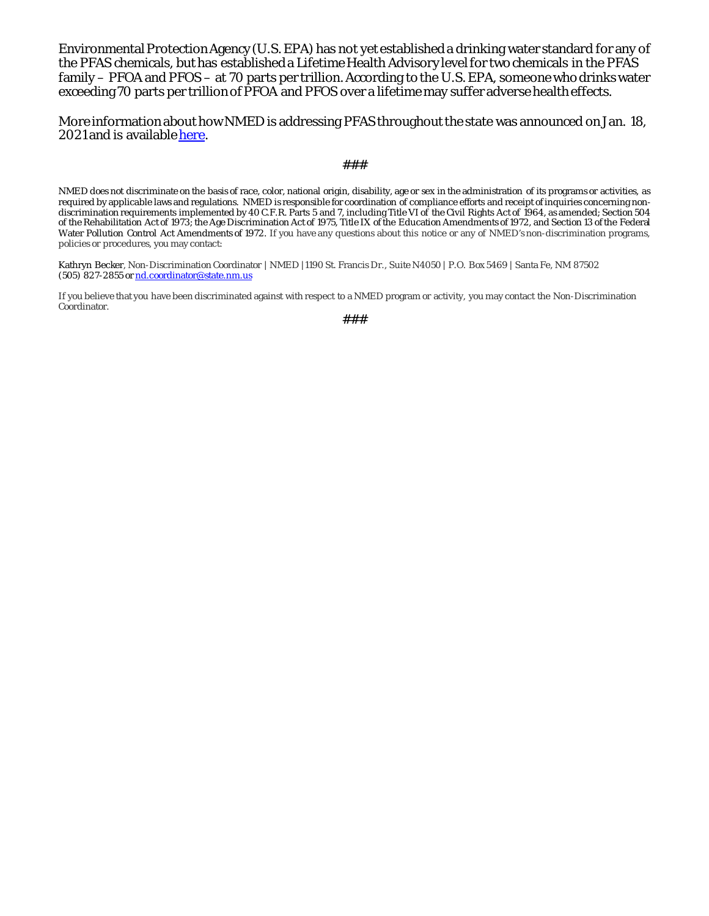Environmental Protection Agency (U.S. EPA) has not yet established a drinking water standard for any of the PFAS chemicals, but has established a Lifetime Health Advisory level for two chemicals in the PFAS family – PFOA and PFOS – at 70 parts per trillion. According to the U.S. EPA, someone who drinks water exceeding 70 parts per trillion of PFOA and PFOS over a lifetime may suffer adverse health effects.

More information about how NMED is addressing PFAS throughout the state was announced on Jan. 18, 2021 and is available here.

###

NMED does not discriminate on the basis of race, color, national origin, disability, age or sex in the administration of its programs or activities, as required by applicable laws and regulations. NMED is responsible for coordination of compliance efforts and receipt of inquiries concerning non-discrimination requirements implemented by 40 C.F.R. Parts 5 and 7, including Title VI of the Civil Rights Act of 1964, as amended; Section 504 of the Rehabilitation Act of 1973; the Age Discrimination Act of 1975, Title IX of the Education Amendments of 1972, and Section 13 of the Federal Water Pollution Control Act Amendments of 1972. If you have any questions about this notice or any of NMED's non-discrimination programs, policies or procedures, you may contact:

Kathryn Becker, Non-Discrimination Coordinator | NMED | 1190 St. Francis Dr., Suite N4050 | P.O. Box 5469 | Santa Fe, NM 87502
(505) 827-2855 or nd.coordinator@state.nm.us

If you believe that you have been discriminated against with respect to a NMED program or activity, you may contact the Non-Discrimination Coordinator.

###